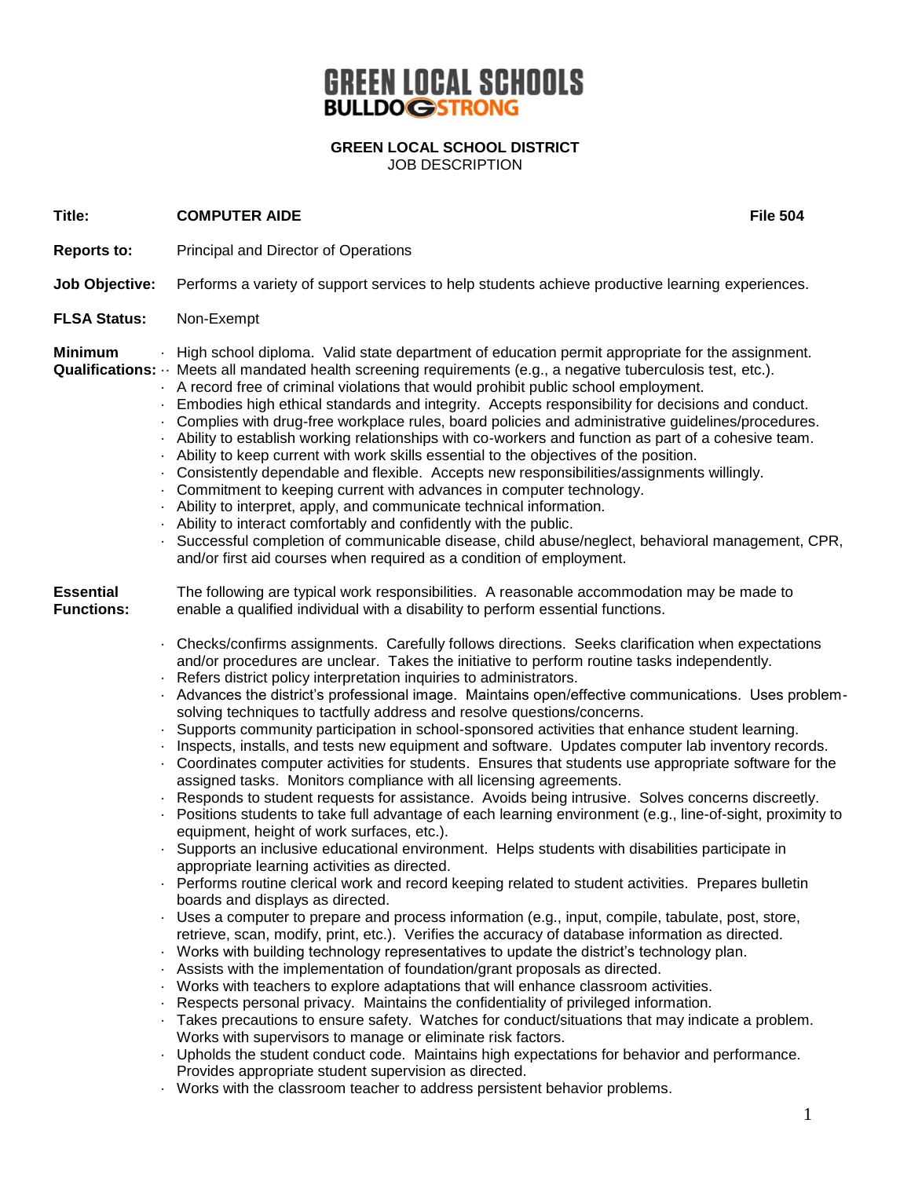# GREEN LOCAL SCHOOLS
**BULLDOG STRONG**

**GREEN LOCAL SCHOOL DISTRICT**
JOB DESCRIPTION

**Title:** **COMPUTER AIDE** **File 504**

**Reports to:** Principal and Director of Operations

**Job Objective:** Performs a variety of support services to help students achieve productive learning experiences.

**FLSA Status:** Non-Exempt

**Minimum Qualifications:**

- High school diploma. Valid state department of education permit appropriate for the assignment.
- Meets all mandated health screening requirements (e.g., a negative tuberculosis test, etc.).
- A record free of criminal violations that would prohibit public school employment.
- Embodies high ethical standards and integrity. Accepts responsibility for decisions and conduct.
- Complies with drug-free workplace rules, board policies and administrative guidelines/procedures.
- Ability to establish working relationships with co-workers and function as part of a cohesive team.
- Ability to keep current with work skills essential to the objectives of the position.
- Consistently dependable and flexible. Accepts new responsibilities/assignments willingly.
- Commitment to keeping current with advances in computer technology.
- Ability to interpret, apply, and communicate technical information.
- Ability to interact comfortably and confidently with the public.
- Successful completion of communicable disease, child abuse/neglect, behavioral management, CPR, and/or first aid courses when required as a condition of employment.

**Essential Functions:** The following are typical work responsibilities. A reasonable accommodation may be made to enable a qualified individual with a disability to perform essential functions.

- Checks/confirms assignments. Carefully follows directions. Seeks clarification when expectations and/or procedures are unclear. Takes the initiative to perform routine tasks independently.
- Refers district policy interpretation inquiries to administrators.
- Advances the district's professional image. Maintains open/effective communications. Uses problem-solving techniques to tactfully address and resolve questions/concerns.
- Supports community participation in school-sponsored activities that enhance student learning.
- Inspects, installs, and tests new equipment and software. Updates computer lab inventory records.
- Coordinates computer activities for students. Ensures that students use appropriate software for the assigned tasks. Monitors compliance with all licensing agreements.
- Responds to student requests for assistance. Avoids being intrusive. Solves concerns discreetly.
- Positions students to take full advantage of each learning environment (e.g., line-of-sight, proximity to equipment, height of work surfaces, etc.).
- Supports an inclusive educational environment. Helps students with disabilities participate in appropriate learning activities as directed.
- Performs routine clerical work and record keeping related to student activities. Prepares bulletin boards and displays as directed.
- Uses a computer to prepare and process information (e.g., input, compile, tabulate, post, store, retrieve, scan, modify, print, etc.). Verifies the accuracy of database information as directed.
- Works with building technology representatives to update the district's technology plan.
- Assists with the implementation of foundation/grant proposals as directed.
- Works with teachers to explore adaptations that will enhance classroom activities.
- Respects personal privacy. Maintains the confidentiality of privileged information.
- Takes precautions to ensure safety. Watches for conduct/situations that may indicate a problem. Works with supervisors to manage or eliminate risk factors.
- Upholds the student conduct code. Maintains high expectations for behavior and performance. Provides appropriate student supervision as directed.
- Works with the classroom teacher to address persistent behavior problems.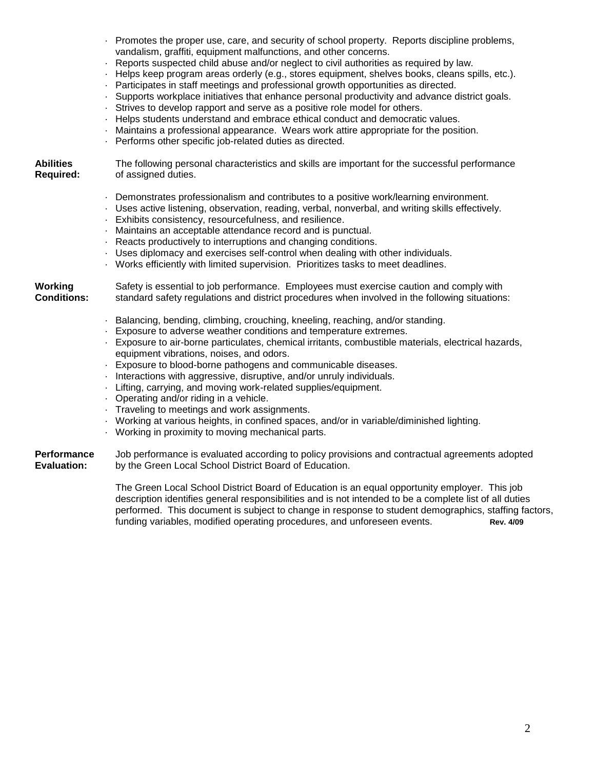- Promotes the proper use, care, and security of school property. Reports discipline problems, vandalism, graffiti, equipment malfunctions, and other concerns.
- Reports suspected child abuse and/or neglect to civil authorities as required by law.
- Helps keep program areas orderly (e.g., stores equipment, shelves books, cleans spills, etc.).
- Participates in staff meetings and professional growth opportunities as directed.
- Supports workplace initiatives that enhance personal productivity and advance district goals.
- Strives to develop rapport and serve as a positive role model for others.
- Helps students understand and embrace ethical conduct and democratic values.
- Maintains a professional appearance. Wears work attire appropriate for the position.
- Performs other specific job-related duties as directed.

**Abilities Required:**

The following personal characteristics and skills are important for the successful performance of assigned duties.

- Demonstrates professionalism and contributes to a positive work/learning environment.
- Uses active listening, observation, reading, verbal, nonverbal, and writing skills effectively.
- Exhibits consistency, resourcefulness, and resilience.
- Maintains an acceptable attendance record and is punctual.
- Reacts productively to interruptions and changing conditions.
- Uses diplomacy and exercises self-control when dealing with other individuals.
- Works efficiently with limited supervision. Prioritizes tasks to meet deadlines.

**Working Conditions:**

Safety is essential to job performance. Employees must exercise caution and comply with standard safety regulations and district procedures when involved in the following situations:

- Balancing, bending, climbing, crouching, kneeling, reaching, and/or standing.
- Exposure to adverse weather conditions and temperature extremes.
- Exposure to air-borne particulates, chemical irritants, combustible materials, electrical hazards, equipment vibrations, noises, and odors.
- Exposure to blood-borne pathogens and communicable diseases.
- Interactions with aggressive, disruptive, and/or unruly individuals.
- Lifting, carrying, and moving work-related supplies/equipment.
- Operating and/or riding in a vehicle.
- Traveling to meetings and work assignments.
- Working at various heights, in confined spaces, and/or in variable/diminished lighting.
- Working in proximity to moving mechanical parts.

**Performance Evaluation:**

Job performance is evaluated according to policy provisions and contractual agreements adopted by the Green Local School District Board of Education.

The Green Local School District Board of Education is an equal opportunity employer. This job description identifies general responsibilities and is not intended to be a complete list of all duties performed. This document is subject to change in response to student demographics, staffing factors, funding variables, modified operating procedures, and unforeseen events. **Rev. 4/09**